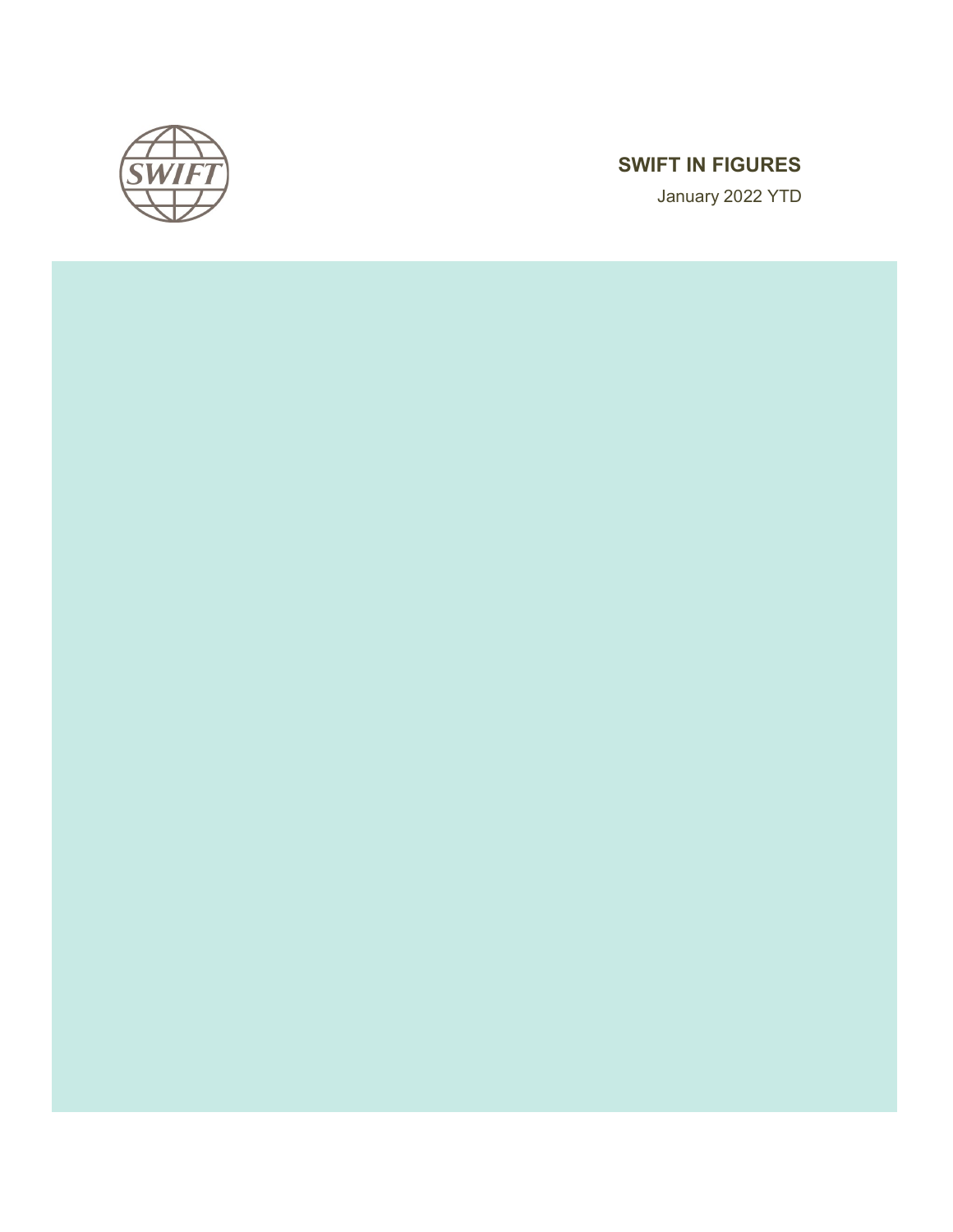# SWIFT IN FIGURES

January 2022 YTD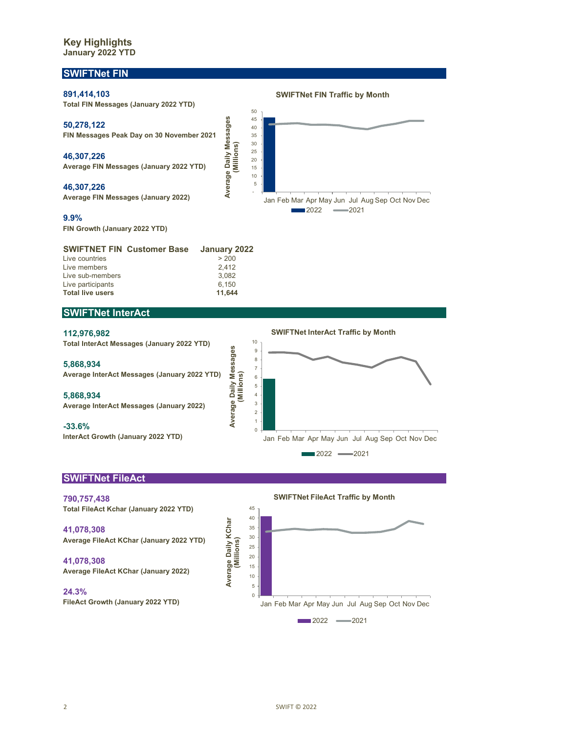# Key Highlights
## January 2022 YTD

## SWIFTNet FIN

**891,414,103**
Total FIN Messages (January 2022 YTD)

**50,278,122**
FIN Messages Peak Day on 30 November 2021

**46,307,226**
Average FIN Messages (January 2022 YTD)

**46,307,226**
Average FIN Messages (January 2022)

**9.9%**
FIN Growth (January 2022 YTD)

**SWIFTNet FIN Traffic by Month**

| SWIFTNET FIN Customer Base | January 2022 |
|---|---|
| Live countries | > 200 |
| Live members | 2,412 |
| Live sub-members | 3,082 |
| Live participants | 6,150 |
| **Total live users** | **11,644** |

## SWIFTNet InterAct

**112,976,982**
Total InterAct Messages (January 2022 YTD)

**5,868,934**
Average InterAct Messages (January 2022 YTD)

**5,868,934**
Average InterAct Messages (January 2022)

**-33.6%**
InterAct Growth (January 2022 YTD)

**SWIFTNet InterAct Traffic by Month**

## SWIFTNet FileAct

**790,757,438**
Total FileAct Kchar (January 2022 YTD)

**41,078,308**
Average FileAct KChar (January 2022 YTD)

**41,078,308**
Average FileAct KChar (January 2022)

**24.3%**
FileAct Growth (January 2022 YTD)

**SWIFTNet FileAct Traffic by Month**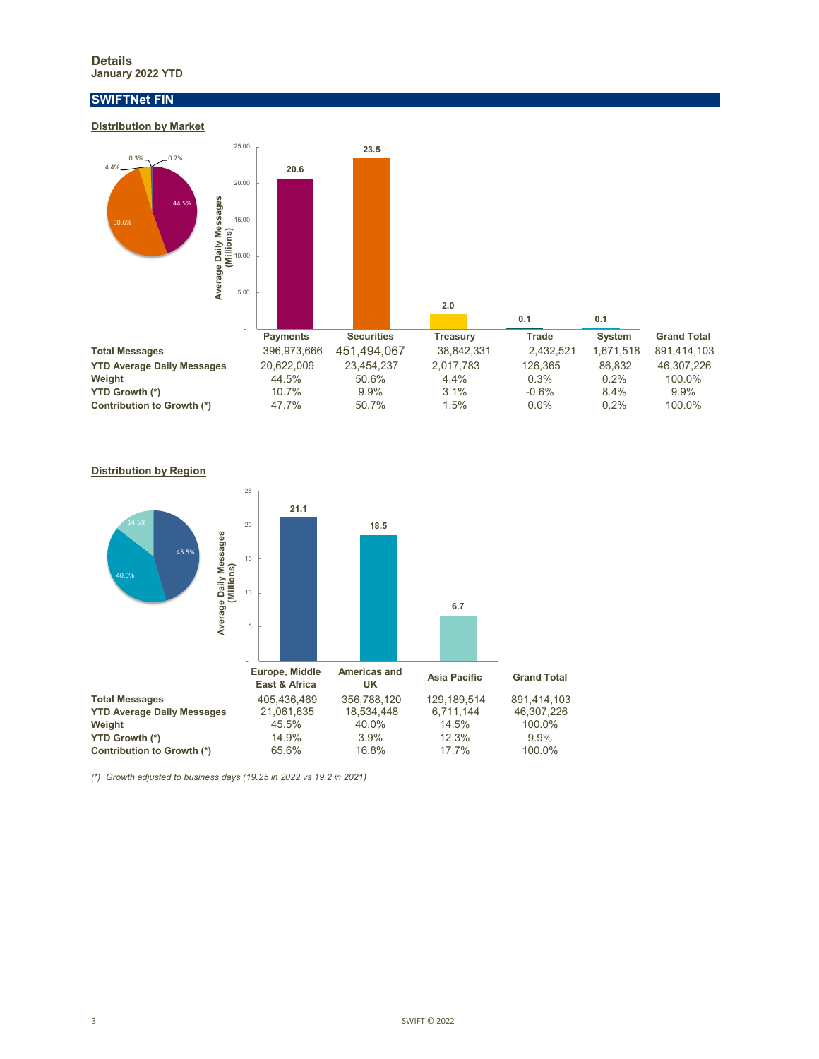## Details
**January 2022 YTD**

## SWIFTNet FIN

### Distribution by Market

| | Payments | Securities | Treasury | Trade | System | Grand Total |
|---|---|---|---|---|---|---|
| **Total Messages** | 396,973,666 | 451,494,067 | 38,842,331 | 2,432,521 | 1,671,518 | 891,414,103 |
| **YTD Average Daily Messages** | 20,622,009 | 23,454,237 | 2,017,783 | 126,365 | 86,832 | 46,307,226 |
| **Weight** | 44.5% | 50.6% | 4.4% | 0.3% | 0.2% | 100.0% |
| **YTD Growth (*)** | 10.7% | 9.9% | 3.1% | -0.6% | 8.4% | 9.9% |
| **Contribution to Growth (*)** | 47.7% | 50.7% | 1.5% | 0.0% | 0.2% | 100.0% |

### Distribution by Region

| | Europe, Middle East & Africa | Americas and UK | Asia Pacific | Grand Total |
|---|---|---|---|---|
| **Total Messages** | 405,436,469 | 356,788,120 | 129,189,514 | 891,414,103 |
| **YTD Average Daily Messages** | 21,061,635 | 18,534,448 | 6,711,144 | 46,307,226 |
| **Weight** | 45.5% | 40.0% | 14.5% | 100.0% |
| **YTD Growth (*)** | 14.9% | 3.9% | 12.3% | 9.9% |
| **Contribution to Growth (*)** | 65.6% | 16.8% | 17.7% | 100.0% |

*(*) Growth adjusted to business days (19.25 in 2022 vs 19.2 in 2021)*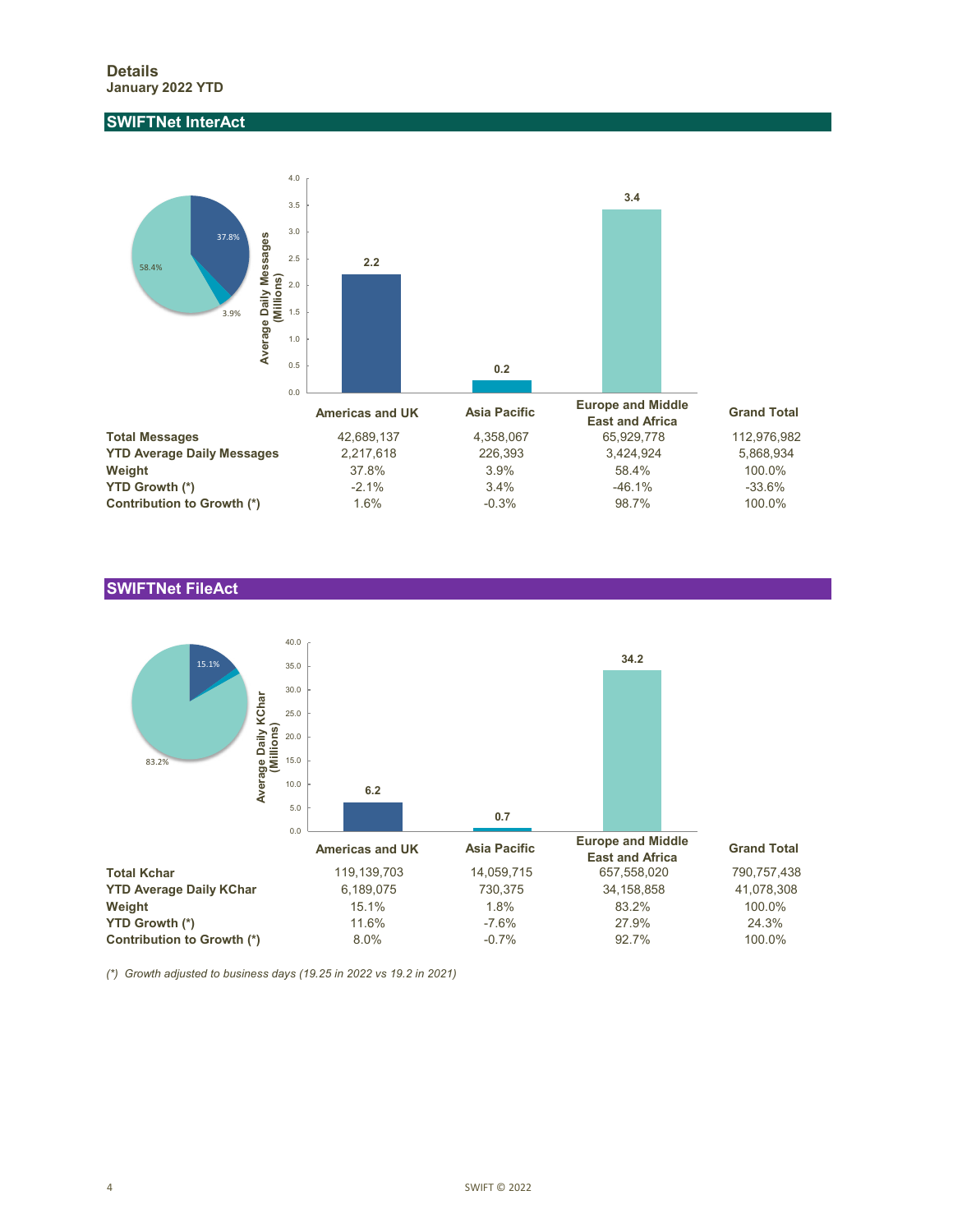## Details
**January 2022 YTD**

### SWIFTNet InterAct

| | Americas and UK | Asia Pacific | Europe and Middle East and Africa | Grand Total |
|---|---|---|---|---|
| **Total Messages** | 42,689,137 | 4,358,067 | 65,929,778 | 112,976,982 |
| **YTD Average Daily Messages** | 2,217,618 | 226,393 | 3,424,924 | 5,868,934 |
| **Weight** | 37.8% | 3.9% | 58.4% | 100.0% |
| **YTD Growth (*)** | -2.1% | 3.4% | -46.1% | -33.6% |
| **Contribution to Growth (*)** | 1.6% | -0.3% | 98.7% | 100.0% |

### SWIFTNet FileAct

| | Americas and UK | Asia Pacific | Europe and Middle East and Africa | Grand Total |
|---|---|---|---|---|
| **Total Kchar** | 119,139,703 | 14,059,715 | 657,558,020 | 790,757,438 |
| **YTD Average Daily KChar** | 6,189,075 | 730,375 | 34,158,858 | 41,078,308 |
| **Weight** | 15.1% | 1.8% | 83.2% | 100.0% |
| **YTD Growth (*)** | 11.6% | -7.6% | 27.9% | 24.3% |
| **Contribution to Growth (*)** | 8.0% | -0.7% | 92.7% | 100.0% |

*(*) Growth adjusted to business days (19.25 in 2022 vs 19.2 in 2021)*